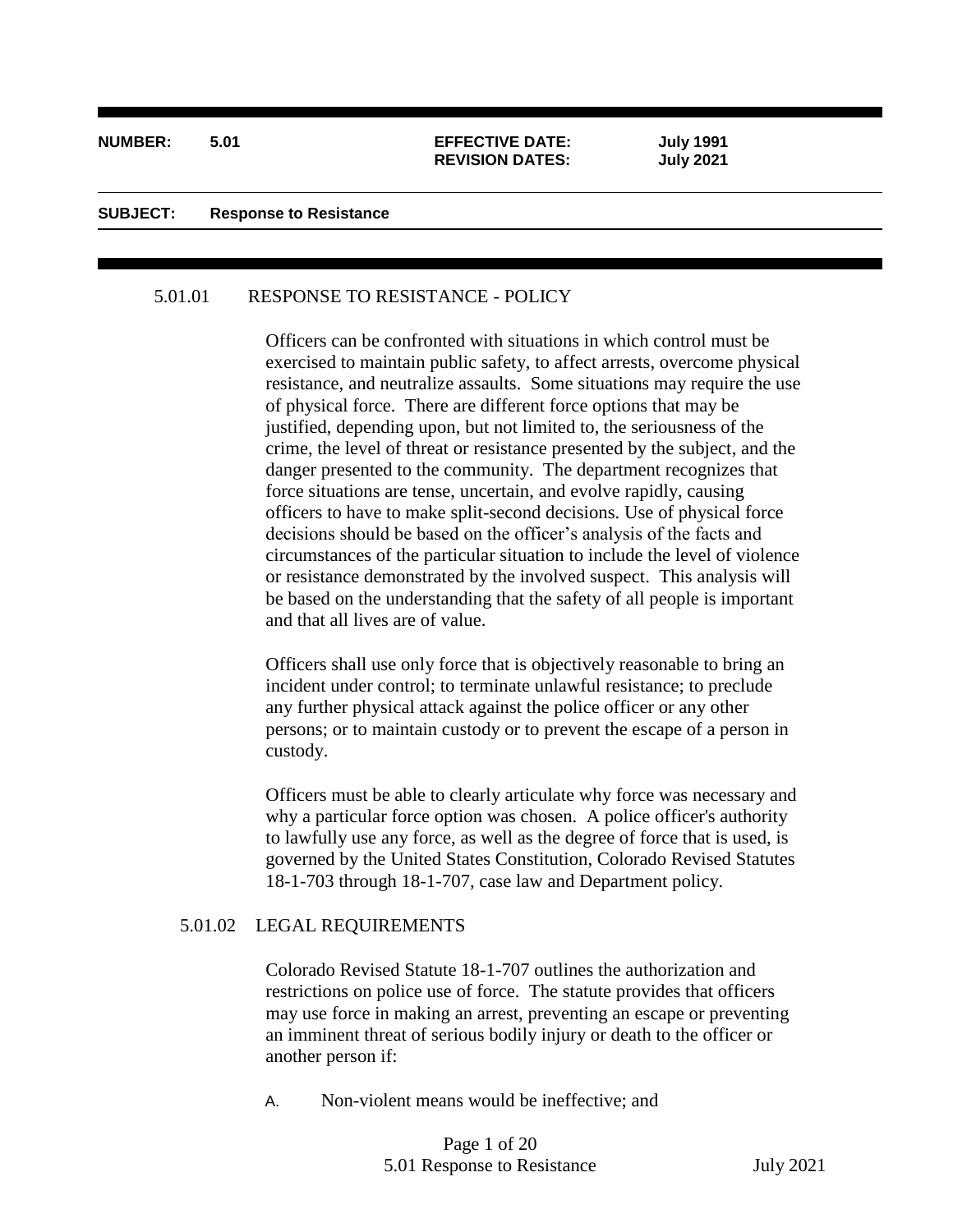**NUMBER:** 5.01

**EFFECTIVE DATE:** July 1991
**REVISION DATES:** July 2021

**SUBJECT:** Response to Resistance

## 5.01.01 RESPONSE TO RESISTANCE - POLICY

Officers can be confronted with situations in which control must be exercised to maintain public safety, to affect arrests, overcome physical resistance, and neutralize assaults. Some situations may require the use of physical force. There are different force options that may be justified, depending upon, but not limited to, the seriousness of the crime, the level of threat or resistance presented by the subject, and the danger presented to the community. The department recognizes that force situations are tense, uncertain, and evolve rapidly, causing officers to have to make split-second decisions. Use of physical force decisions should be based on the officer's analysis of the facts and circumstances of the particular situation to include the level of violence or resistance demonstrated by the involved suspect. This analysis will be based on the understanding that the safety of all people is important and that all lives are of value.

Officers shall use only force that is objectively reasonable to bring an incident under control; to terminate unlawful resistance; to preclude any further physical attack against the police officer or any other persons; or to maintain custody or to prevent the escape of a person in custody.

Officers must be able to clearly articulate why force was necessary and why a particular force option was chosen. A police officer's authority to lawfully use any force, as well as the degree of force that is used, is governed by the United States Constitution, Colorado Revised Statutes 18-1-703 through 18-1-707, case law and Department policy.

## 5.01.02 LEGAL REQUIREMENTS

Colorado Revised Statute 18-1-707 outlines the authorization and restrictions on police use of force. The statute provides that officers may use force in making an arrest, preventing an escape or preventing an imminent threat of serious bodily injury or death to the officer or another person if:

A. Non-violent means would be ineffective; and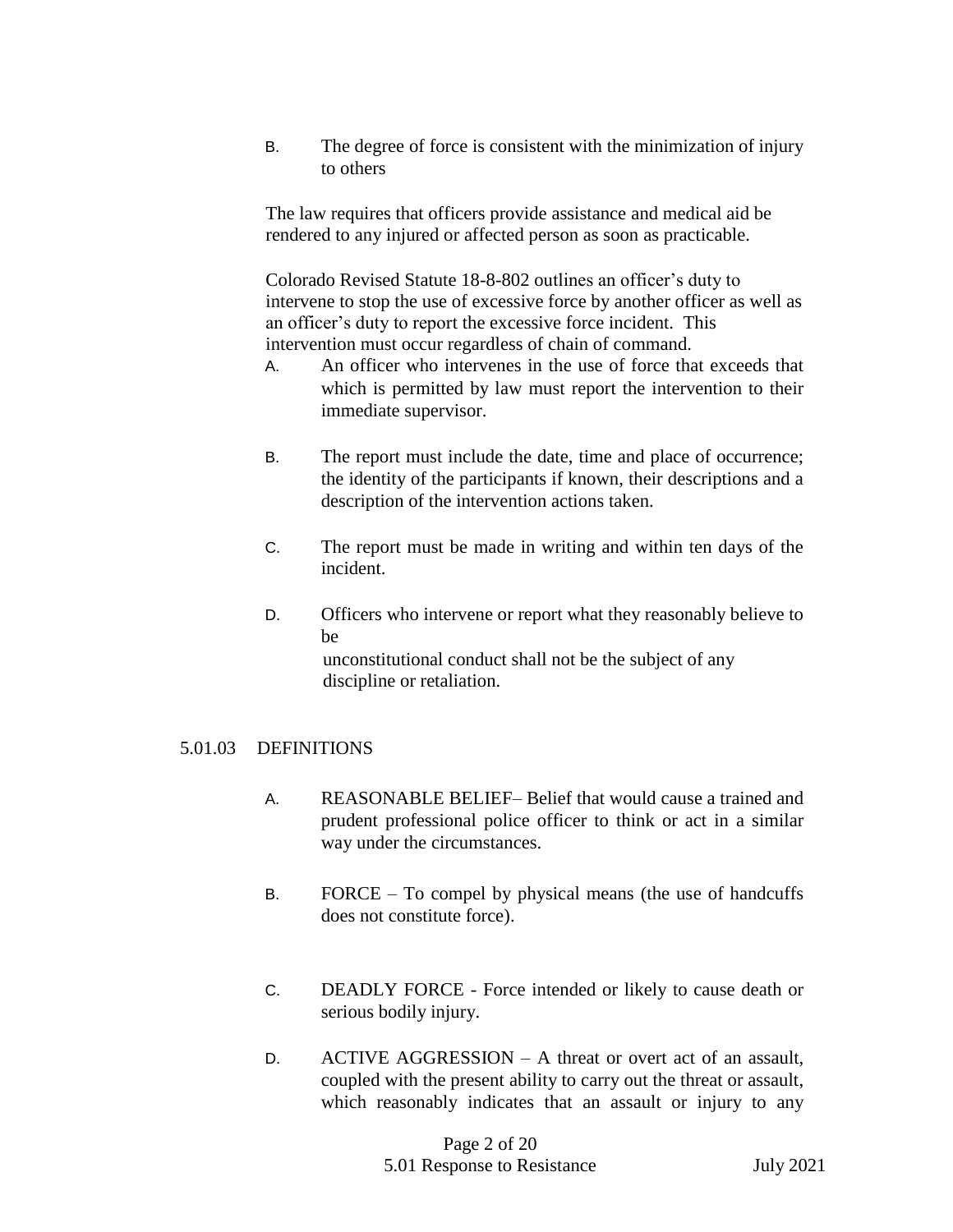B. The degree of force is consistent with the minimization of injury to others

The law requires that officers provide assistance and medical aid be rendered to any injured or affected person as soon as practicable.

Colorado Revised Statute 18-8-802 outlines an officer's duty to intervene to stop the use of excessive force by another officer as well as an officer's duty to report the excessive force incident. This intervention must occur regardless of chain of command.

A. An officer who intervenes in the use of force that exceeds that which is permitted by law must report the intervention to their immediate supervisor.

B. The report must include the date, time and place of occurrence; the identity of the participants if known, their descriptions and a description of the intervention actions taken.

C. The report must be made in writing and within ten days of the incident.

D. Officers who intervene or report what they reasonably believe to be unconstitutional conduct shall not be the subject of any discipline or retaliation.

## 5.01.03 DEFINITIONS

A. REASONABLE BELIEF– Belief that would cause a trained and prudent professional police officer to think or act in a similar way under the circumstances.

B. FORCE – To compel by physical means (the use of handcuffs does not constitute force).

C. DEADLY FORCE - Force intended or likely to cause death or serious bodily injury.

D. ACTIVE AGGRESSION – A threat or overt act of an assault, coupled with the present ability to carry out the threat or assault, which reasonably indicates that an assault or injury to any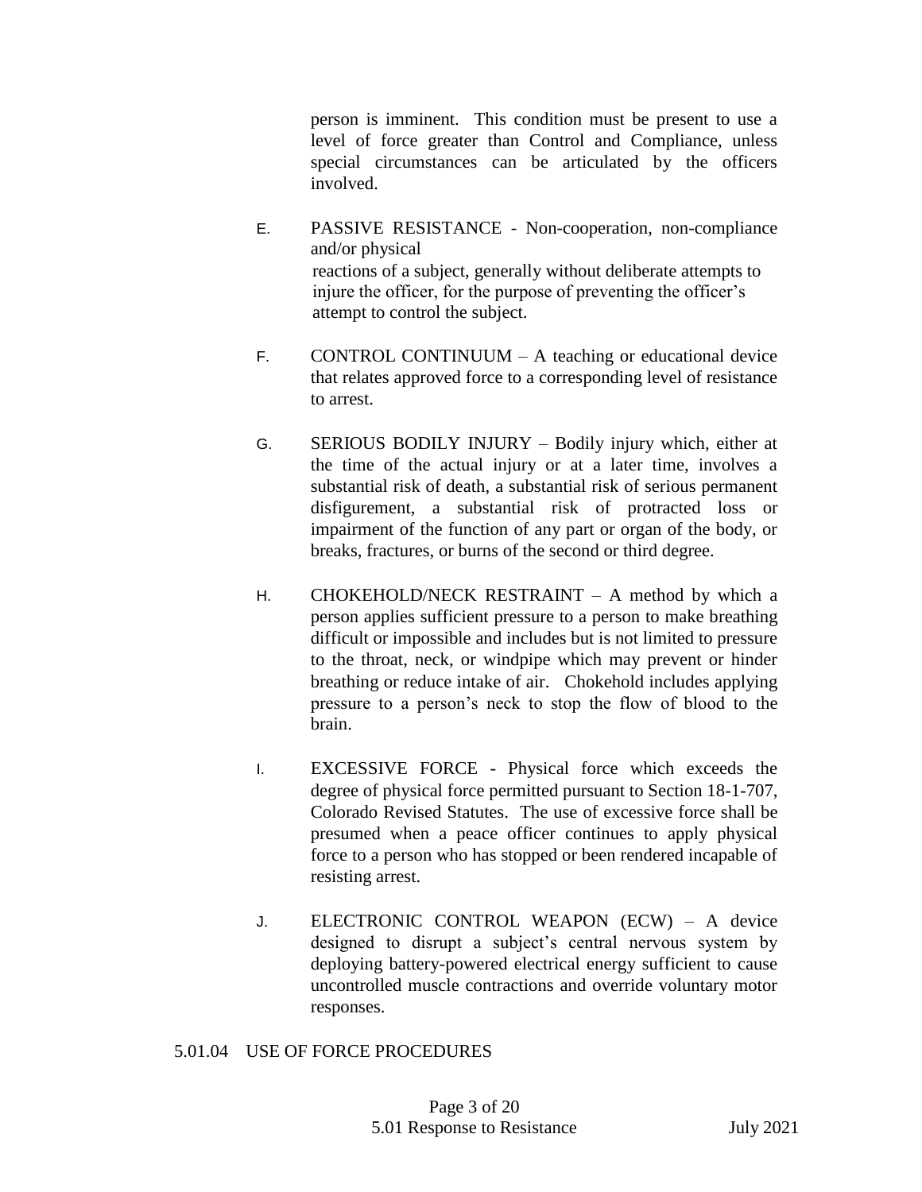person is imminent. This condition must be present to use a level of force greater than Control and Compliance, unless special circumstances can be articulated by the officers involved.

E. PASSIVE RESISTANCE - Non-cooperation, non-compliance and/or physical reactions of a subject, generally without deliberate attempts to injure the officer, for the purpose of preventing the officer's attempt to control the subject.

F. CONTROL CONTINUUM – A teaching or educational device that relates approved force to a corresponding level of resistance to arrest.

G. SERIOUS BODILY INJURY – Bodily injury which, either at the time of the actual injury or at a later time, involves a substantial risk of death, a substantial risk of serious permanent disfigurement, a substantial risk of protracted loss or impairment of the function of any part or organ of the body, or breaks, fractures, or burns of the second or third degree.

H. CHOKEHOLD/NECK RESTRAINT – A method by which a person applies sufficient pressure to a person to make breathing difficult or impossible and includes but is not limited to pressure to the throat, neck, or windpipe which may prevent or hinder breathing or reduce intake of air. Chokehold includes applying pressure to a person's neck to stop the flow of blood to the brain.

I. EXCESSIVE FORCE - Physical force which exceeds the degree of physical force permitted pursuant to Section 18-1-707, Colorado Revised Statutes. The use of excessive force shall be presumed when a peace officer continues to apply physical force to a person who has stopped or been rendered incapable of resisting arrest.

J. ELECTRONIC CONTROL WEAPON (ECW) – A device designed to disrupt a subject's central nervous system by deploying battery-powered electrical energy sufficient to cause uncontrolled muscle contractions and override voluntary motor responses.

## 5.01.04 USE OF FORCE PROCEDURES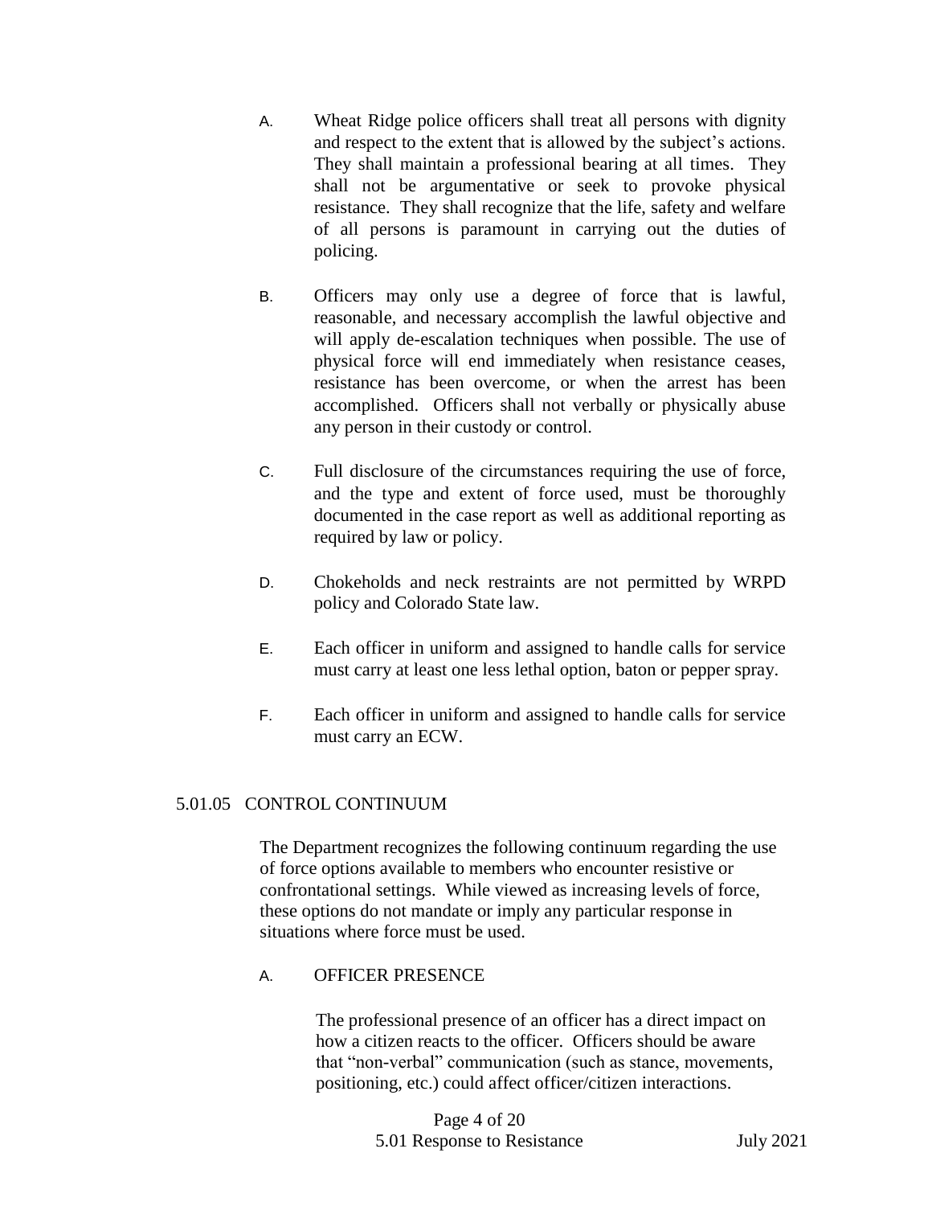A. Wheat Ridge police officers shall treat all persons with dignity and respect to the extent that is allowed by the subject's actions. They shall maintain a professional bearing at all times. They shall not be argumentative or seek to provoke physical resistance. They shall recognize that the life, safety and welfare of all persons is paramount in carrying out the duties of policing.

B. Officers may only use a degree of force that is lawful, reasonable, and necessary accomplish the lawful objective and will apply de-escalation techniques when possible. The use of physical force will end immediately when resistance ceases, resistance has been overcome, or when the arrest has been accomplished. Officers shall not verbally or physically abuse any person in their custody or control.

C. Full disclosure of the circumstances requiring the use of force, and the type and extent of force used, must be thoroughly documented in the case report as well as additional reporting as required by law or policy.

D. Chokeholds and neck restraints are not permitted by WRPD policy and Colorado State law.

E. Each officer in uniform and assigned to handle calls for service must carry at least one less lethal option, baton or pepper spray.

F. Each officer in uniform and assigned to handle calls for service must carry an ECW.

## 5.01.05 CONTROL CONTINUUM

The Department recognizes the following continuum regarding the use of force options available to members who encounter resistive or confrontational settings. While viewed as increasing levels of force, these options do not mandate or imply any particular response in situations where force must be used.

A. OFFICER PRESENCE

The professional presence of an officer has a direct impact on how a citizen reacts to the officer. Officers should be aware that "non-verbal" communication (such as stance, movements, positioning, etc.) could affect officer/citizen interactions.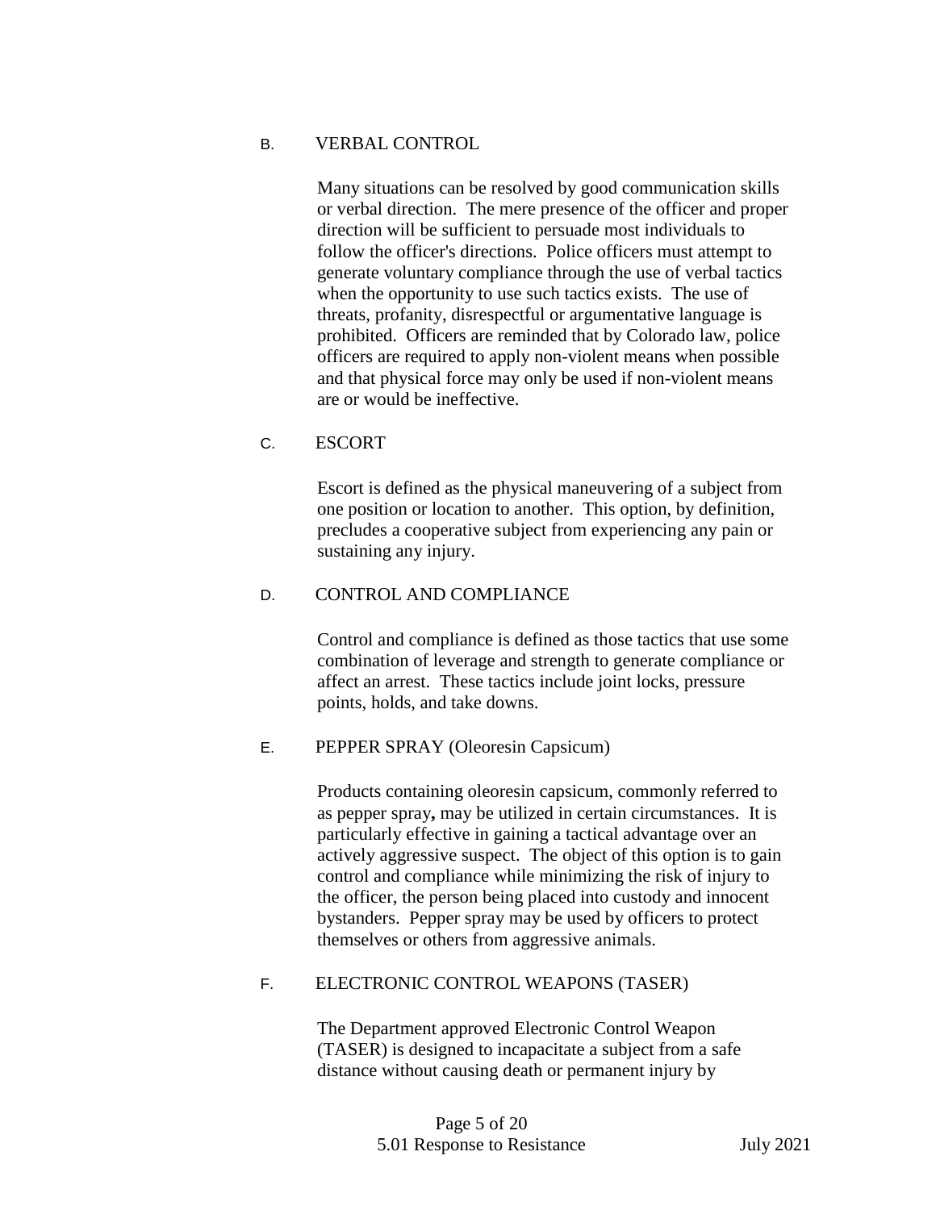## B. VERBAL CONTROL

Many situations can be resolved by good communication skills or verbal direction. The mere presence of the officer and proper direction will be sufficient to persuade most individuals to follow the officer's directions. Police officers must attempt to generate voluntary compliance through the use of verbal tactics when the opportunity to use such tactics exists. The use of threats, profanity, disrespectful or argumentative language is prohibited. Officers are reminded that by Colorado law, police officers are required to apply non-violent means when possible and that physical force may only be used if non-violent means are or would be ineffective.

## C. ESCORT

Escort is defined as the physical maneuvering of a subject from one position or location to another. This option, by definition, precludes a cooperative subject from experiencing any pain or sustaining any injury.

## D. CONTROL AND COMPLIANCE

Control and compliance is defined as those tactics that use some combination of leverage and strength to generate compliance or affect an arrest. These tactics include joint locks, pressure points, holds, and take downs.

## E. PEPPER SPRAY (Oleoresin Capsicum)

Products containing oleoresin capsicum, commonly referred to as pepper spray**,** may be utilized in certain circumstances. It is particularly effective in gaining a tactical advantage over an actively aggressive suspect. The object of this option is to gain control and compliance while minimizing the risk of injury to the officer, the person being placed into custody and innocent bystanders. Pepper spray may be used by officers to protect themselves or others from aggressive animals.

## F. ELECTRONIC CONTROL WEAPONS (TASER)

The Department approved Electronic Control Weapon (TASER) is designed to incapacitate a subject from a safe distance without causing death or permanent injury by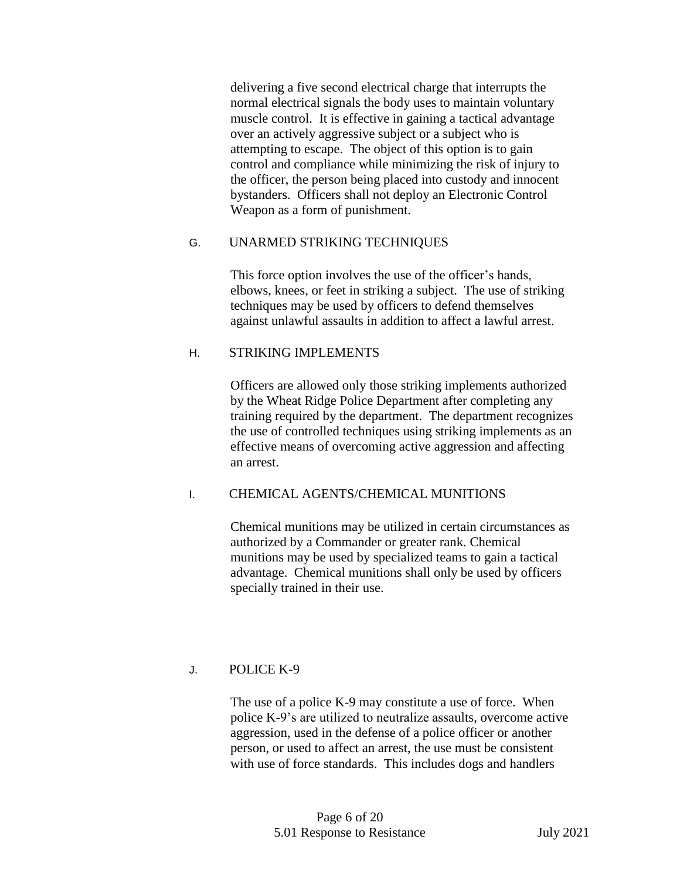delivering a five second electrical charge that interrupts the normal electrical signals the body uses to maintain voluntary muscle control. It is effective in gaining a tactical advantage over an actively aggressive subject or a subject who is attempting to escape. The object of this option is to gain control and compliance while minimizing the risk of injury to the officer, the person being placed into custody and innocent bystanders. Officers shall not deploy an Electronic Control Weapon as a form of punishment.

G. UNARMED STRIKING TECHNIQUES

This force option involves the use of the officer's hands, elbows, knees, or feet in striking a subject. The use of striking techniques may be used by officers to defend themselves against unlawful assaults in addition to affect a lawful arrest.

H. STRIKING IMPLEMENTS

Officers are allowed only those striking implements authorized by the Wheat Ridge Police Department after completing any training required by the department. The department recognizes the use of controlled techniques using striking implements as an effective means of overcoming active aggression and affecting an arrest.

I. CHEMICAL AGENTS/CHEMICAL MUNITIONS

Chemical munitions may be utilized in certain circumstances as authorized by a Commander or greater rank. Chemical munitions may be used by specialized teams to gain a tactical advantage. Chemical munitions shall only be used by officers specially trained in their use.

J. POLICE K-9

The use of a police K-9 may constitute a use of force. When police K-9's are utilized to neutralize assaults, overcome active aggression, used in the defense of a police officer or another person, or used to affect an arrest, the use must be consistent with use of force standards. This includes dogs and handlers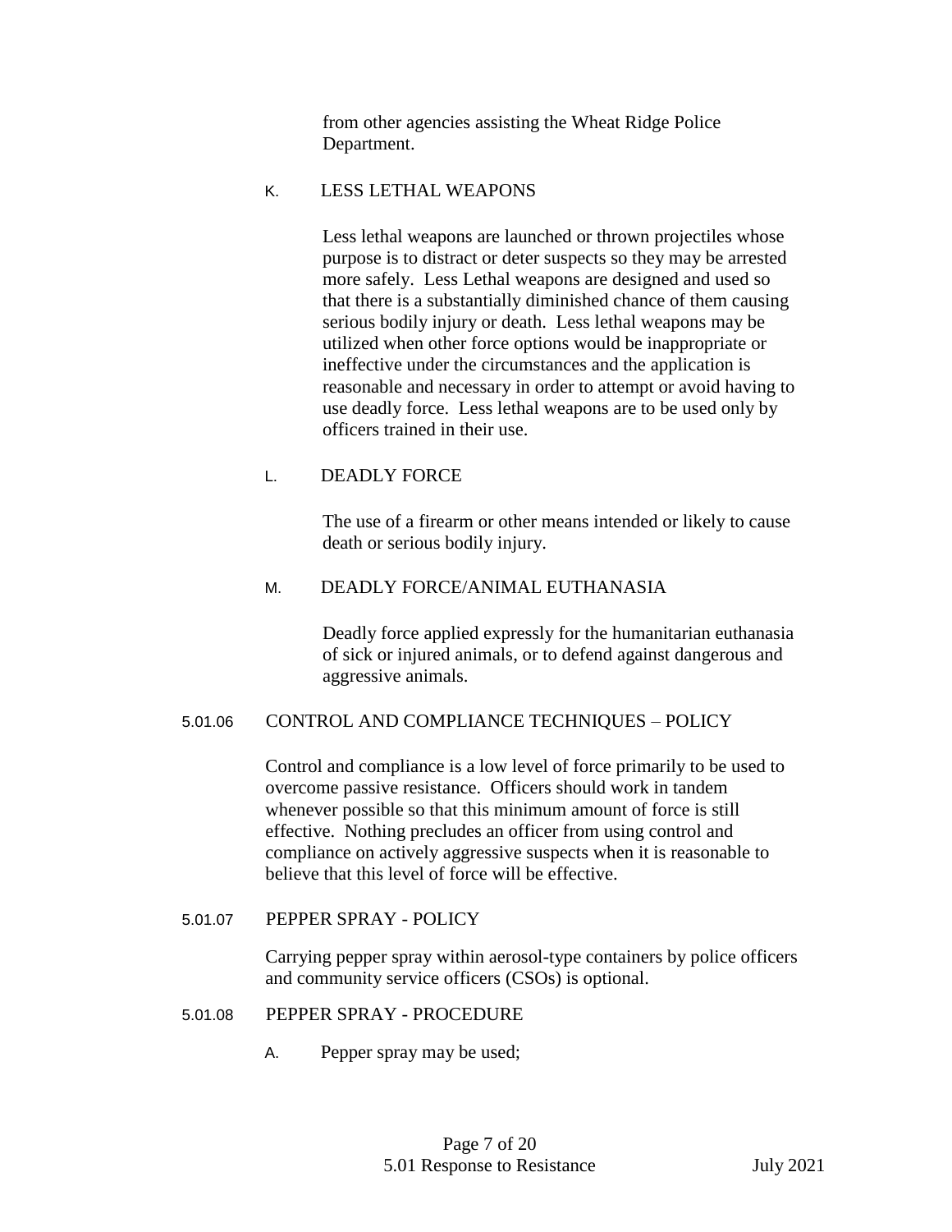from other agencies assisting the Wheat Ridge Police Department.

K. LESS LETHAL WEAPONS

Less lethal weapons are launched or thrown projectiles whose purpose is to distract or deter suspects so they may be arrested more safely. Less Lethal weapons are designed and used so that there is a substantially diminished chance of them causing serious bodily injury or death. Less lethal weapons may be utilized when other force options would be inappropriate or ineffective under the circumstances and the application is reasonable and necessary in order to attempt or avoid having to use deadly force. Less lethal weapons are to be used only by officers trained in their use.

L. DEADLY FORCE

The use of a firearm or other means intended or likely to cause death or serious bodily injury.

M. DEADLY FORCE/ANIMAL EUTHANASIA

Deadly force applied expressly for the humanitarian euthanasia of sick or injured animals, or to defend against dangerous and aggressive animals.

5.01.06 CONTROL AND COMPLIANCE TECHNIQUES – POLICY

Control and compliance is a low level of force primarily to be used to overcome passive resistance. Officers should work in tandem whenever possible so that this minimum amount of force is still effective. Nothing precludes an officer from using control and compliance on actively aggressive suspects when it is reasonable to believe that this level of force will be effective.

5.01.07 PEPPER SPRAY - POLICY

Carrying pepper spray within aerosol-type containers by police officers and community service officers (CSOs) is optional.

5.01.08 PEPPER SPRAY - PROCEDURE

A. Pepper spray may be used;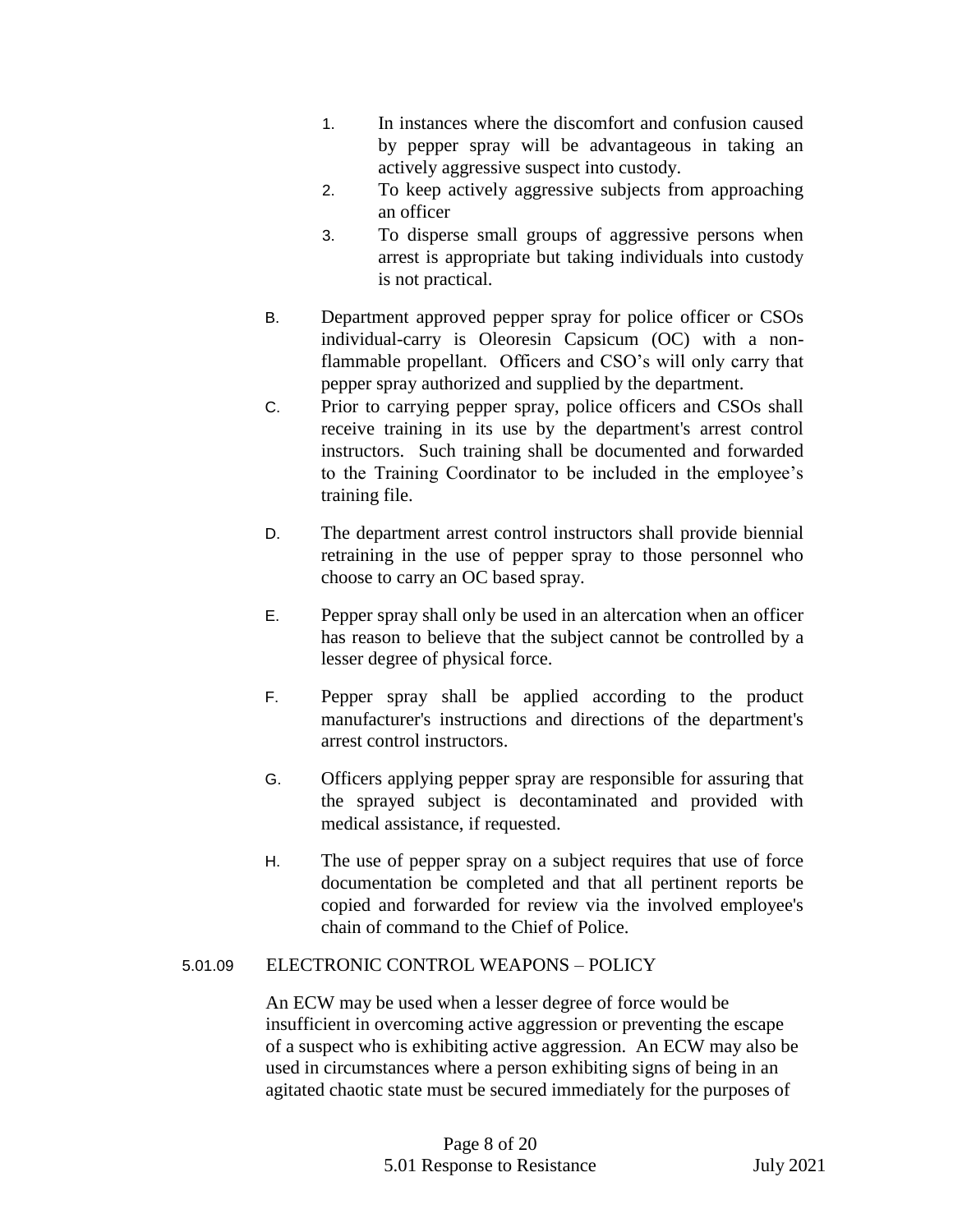1. In instances where the discomfort and confusion caused by pepper spray will be advantageous in taking an actively aggressive suspect into custody.
2. To keep actively aggressive subjects from approaching an officer
3. To disperse small groups of aggressive persons when arrest is appropriate but taking individuals into custody is not practical.

B. Department approved pepper spray for police officer or CSOs individual-carry is Oleoresin Capsicum (OC) with a non-flammable propellant. Officers and CSO's will only carry that pepper spray authorized and supplied by the department.

C. Prior to carrying pepper spray, police officers and CSOs shall receive training in its use by the department's arrest control instructors. Such training shall be documented and forwarded to the Training Coordinator to be included in the employee's training file.

D. The department arrest control instructors shall provide biennial retraining in the use of pepper spray to those personnel who choose to carry an OC based spray.

E. Pepper spray shall only be used in an altercation when an officer has reason to believe that the subject cannot be controlled by a lesser degree of physical force.

F. Pepper spray shall be applied according to the product manufacturer's instructions and directions of the department's arrest control instructors.

G. Officers applying pepper spray are responsible for assuring that the sprayed subject is decontaminated and provided with medical assistance, if requested.

H. The use of pepper spray on a subject requires that use of force documentation be completed and that all pertinent reports be copied and forwarded for review via the involved employee's chain of command to the Chief of Police.

## 5.01.09 ELECTRONIC CONTROL WEAPONS – POLICY

An ECW may be used when a lesser degree of force would be insufficient in overcoming active aggression or preventing the escape of a suspect who is exhibiting active aggression. An ECW may also be used in circumstances where a person exhibiting signs of being in an agitated chaotic state must be secured immediately for the purposes of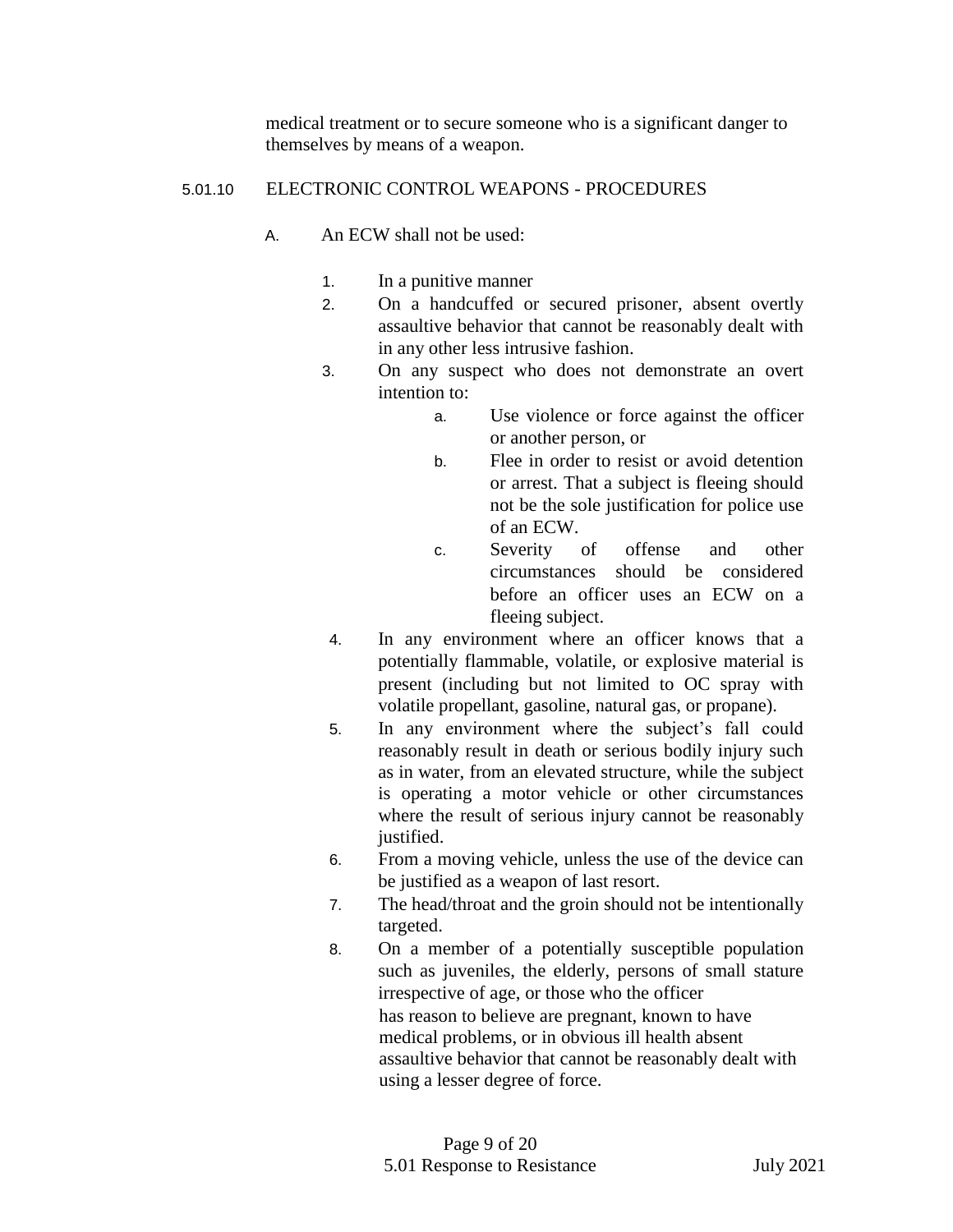medical treatment or to secure someone who is a significant danger to themselves by means of a weapon.

## 5.01.10 ELECTRONIC CONTROL WEAPONS - PROCEDURES

A. An ECW shall not be used:

1. In a punitive manner
2. On a handcuffed or secured prisoner, absent overtly assaultive behavior that cannot be reasonably dealt with in any other less intrusive fashion.
3. On any suspect who does not demonstrate an overt intention to:
    a. Use violence or force against the officer or another person, or
    b. Flee in order to resist or avoid detention or arrest. That a subject is fleeing should not be the sole justification for police use of an ECW.
    c. Severity of offense and other circumstances should be considered before an officer uses an ECW on a fleeing subject.
4. In any environment where an officer knows that a potentially flammable, volatile, or explosive material is present (including but not limited to OC spray with volatile propellant, gasoline, natural gas, or propane).
5. In any environment where the subject's fall could reasonably result in death or serious bodily injury such as in water, from an elevated structure, while the subject is operating a motor vehicle or other circumstances where the result of serious injury cannot be reasonably justified.
6. From a moving vehicle, unless the use of the device can be justified as a weapon of last resort.
7. The head/throat and the groin should not be intentionally targeted.
8. On a member of a potentially susceptible population such as juveniles, the elderly, persons of small stature irrespective of age, or those who the officer has reason to believe are pregnant, known to have medical problems, or in obvious ill health absent assaultive behavior that cannot be reasonably dealt with using a lesser degree of force.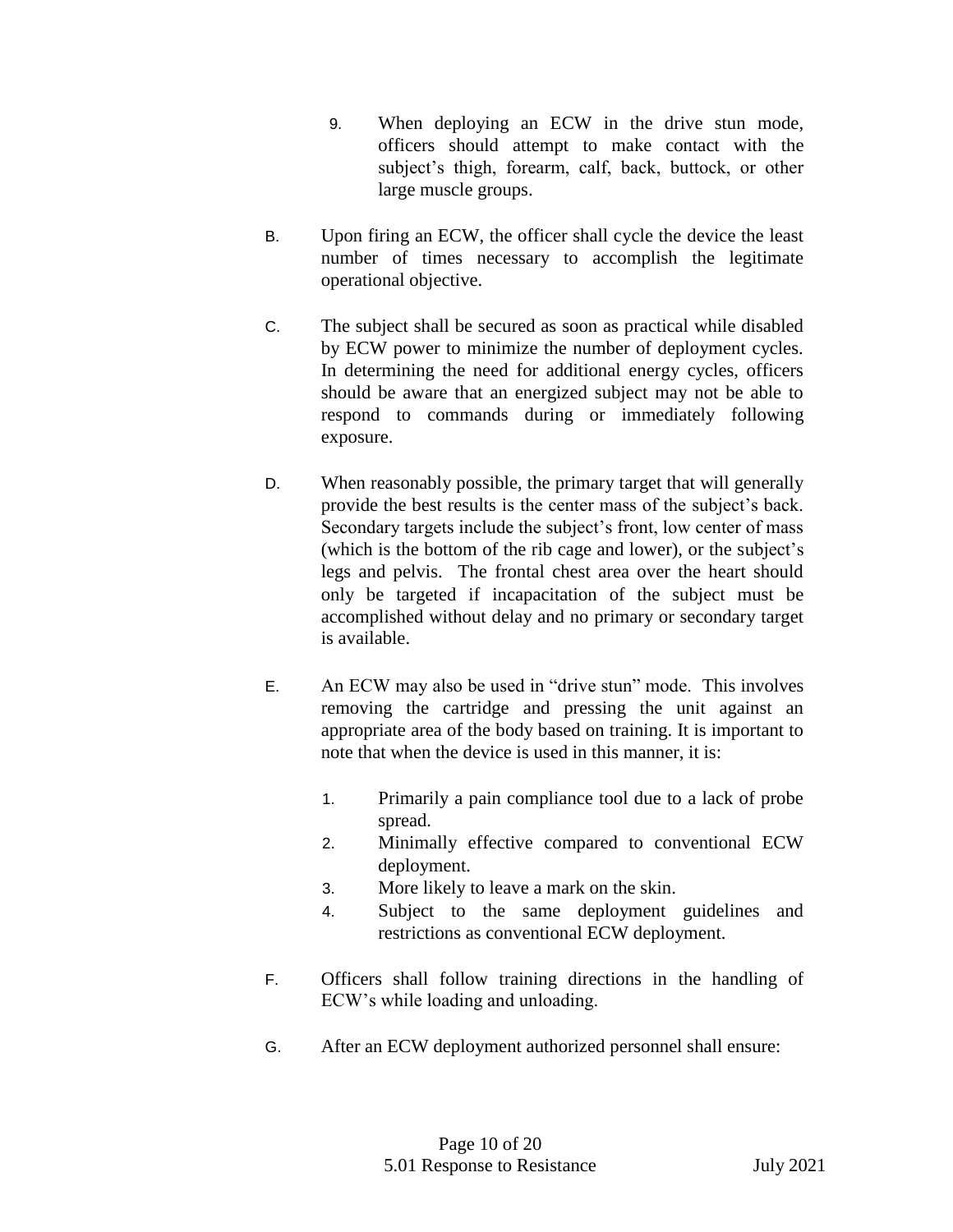9. When deploying an ECW in the drive stun mode, officers should attempt to make contact with the subject's thigh, forearm, calf, back, buttock, or other large muscle groups.

B. Upon firing an ECW, the officer shall cycle the device the least number of times necessary to accomplish the legitimate operational objective.

C. The subject shall be secured as soon as practical while disabled by ECW power to minimize the number of deployment cycles. In determining the need for additional energy cycles, officers should be aware that an energized subject may not be able to respond to commands during or immediately following exposure.

D. When reasonably possible, the primary target that will generally provide the best results is the center mass of the subject's back. Secondary targets include the subject's front, low center of mass (which is the bottom of the rib cage and lower), or the subject's legs and pelvis. The frontal chest area over the heart should only be targeted if incapacitation of the subject must be accomplished without delay and no primary or secondary target is available.

E. An ECW may also be used in "drive stun" mode. This involves removing the cartridge and pressing the unit against an appropriate area of the body based on training. It is important to note that when the device is used in this manner, it is:

   1. Primarily a pain compliance tool due to a lack of probe spread.
   2. Minimally effective compared to conventional ECW deployment.
   3. More likely to leave a mark on the skin.
   4. Subject to the same deployment guidelines and restrictions as conventional ECW deployment.

F. Officers shall follow training directions in the handling of ECW's while loading and unloading.

G. After an ECW deployment authorized personnel shall ensure: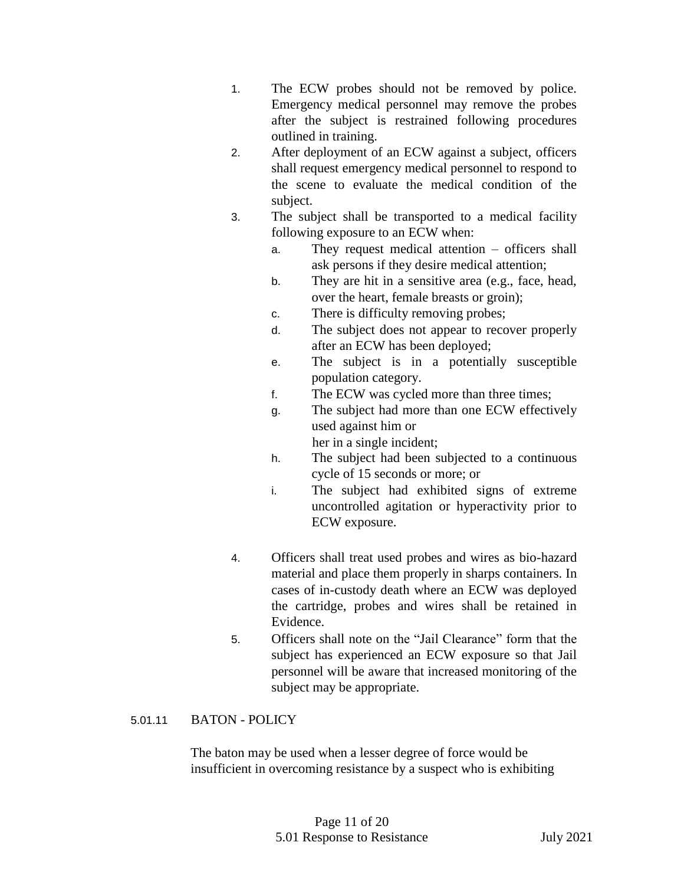1. The ECW probes should not be removed by police. Emergency medical personnel may remove the probes after the subject is restrained following procedures outlined in training.
2. After deployment of an ECW against a subject, officers shall request emergency medical personnel to respond to the scene to evaluate the medical condition of the subject.
3. The subject shall be transported to a medical facility following exposure to an ECW when:
   a. They request medical attention – officers shall ask persons if they desire medical attention;
   b. They are hit in a sensitive area (e.g., face, head, over the heart, female breasts or groin);
   c. There is difficulty removing probes;
   d. The subject does not appear to recover properly after an ECW has been deployed;
   e. The subject is in a potentially susceptible population category.
   f. The ECW was cycled more than three times;
   g. The subject had more than one ECW effectively used against him or her in a single incident;
   h. The subject had been subjected to a continuous cycle of 15 seconds or more; or
   i. The subject had exhibited signs of extreme uncontrolled agitation or hyperactivity prior to ECW exposure.
4. Officers shall treat used probes and wires as bio-hazard material and place them properly in sharps containers. In cases of in-custody death where an ECW was deployed the cartridge, probes and wires shall be retained in Evidence.
5. Officers shall note on the "Jail Clearance" form that the subject has experienced an ECW exposure so that Jail personnel will be aware that increased monitoring of the subject may be appropriate.

## 5.01.11 BATON - POLICY

The baton may be used when a lesser degree of force would be insufficient in overcoming resistance by a suspect who is exhibiting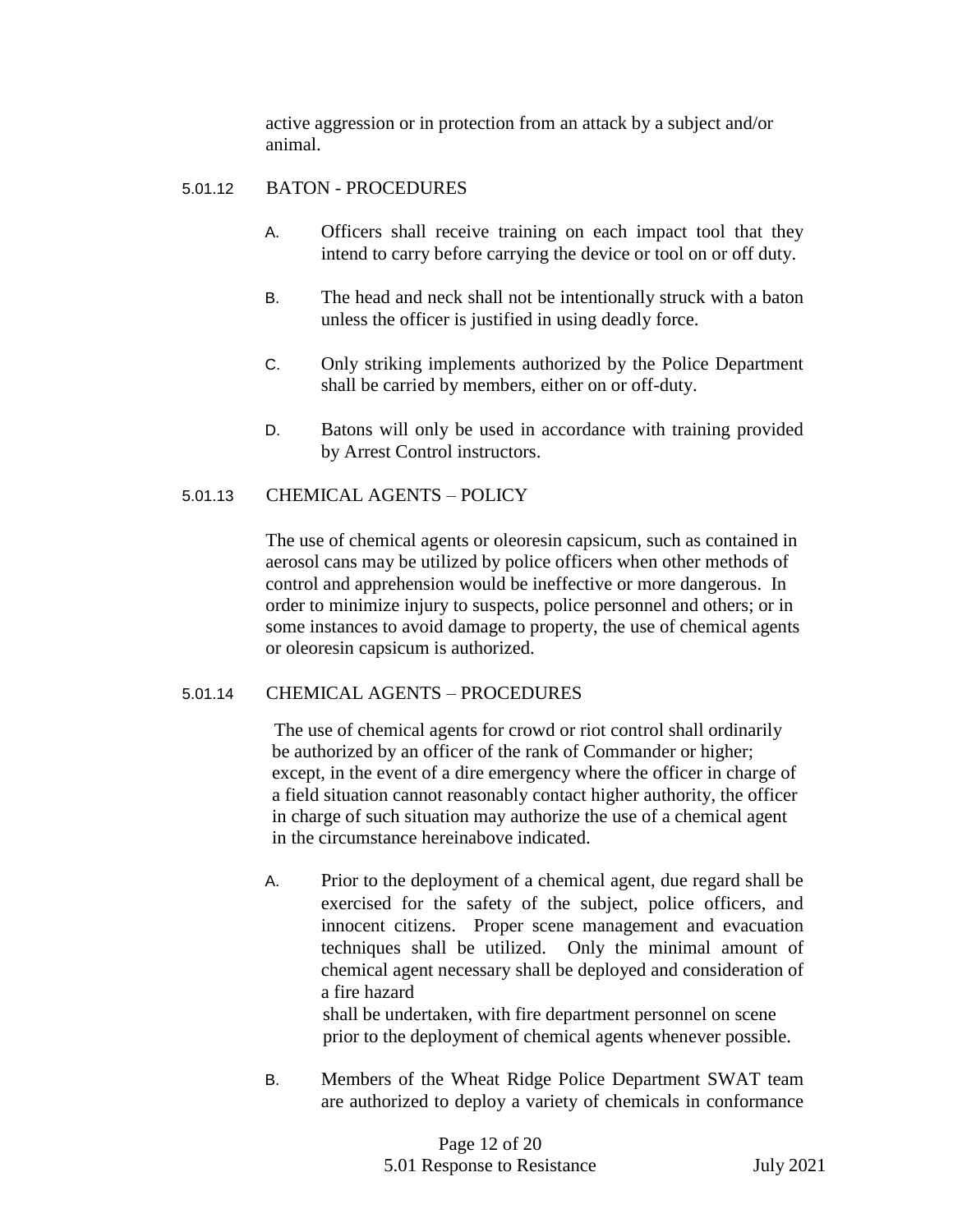active aggression or in protection from an attack by a subject and/or animal.

## 5.01.12 BATON - PROCEDURES

A. Officers shall receive training on each impact tool that they intend to carry before carrying the device or tool on or off duty.

B. The head and neck shall not be intentionally struck with a baton unless the officer is justified in using deadly force.

C. Only striking implements authorized by the Police Department shall be carried by members, either on or off-duty.

D. Batons will only be used in accordance with training provided by Arrest Control instructors.

## 5.01.13 CHEMICAL AGENTS – POLICY

The use of chemical agents or oleoresin capsicum, such as contained in aerosol cans may be utilized by police officers when other methods of control and apprehension would be ineffective or more dangerous. In order to minimize injury to suspects, police personnel and others; or in some instances to avoid damage to property, the use of chemical agents or oleoresin capsicum is authorized.

## 5.01.14 CHEMICAL AGENTS – PROCEDURES

The use of chemical agents for crowd or riot control shall ordinarily be authorized by an officer of the rank of Commander or higher; except, in the event of a dire emergency where the officer in charge of a field situation cannot reasonably contact higher authority, the officer in charge of such situation may authorize the use of a chemical agent in the circumstance hereinabove indicated.

A. Prior to the deployment of a chemical agent, due regard shall be exercised for the safety of the subject, police officers, and innocent citizens. Proper scene management and evacuation techniques shall be utilized. Only the minimal amount of chemical agent necessary shall be deployed and consideration of a fire hazard shall be undertaken, with fire department personnel on scene prior to the deployment of chemical agents whenever possible.

B. Members of the Wheat Ridge Police Department SWAT team are authorized to deploy a variety of chemicals in conformance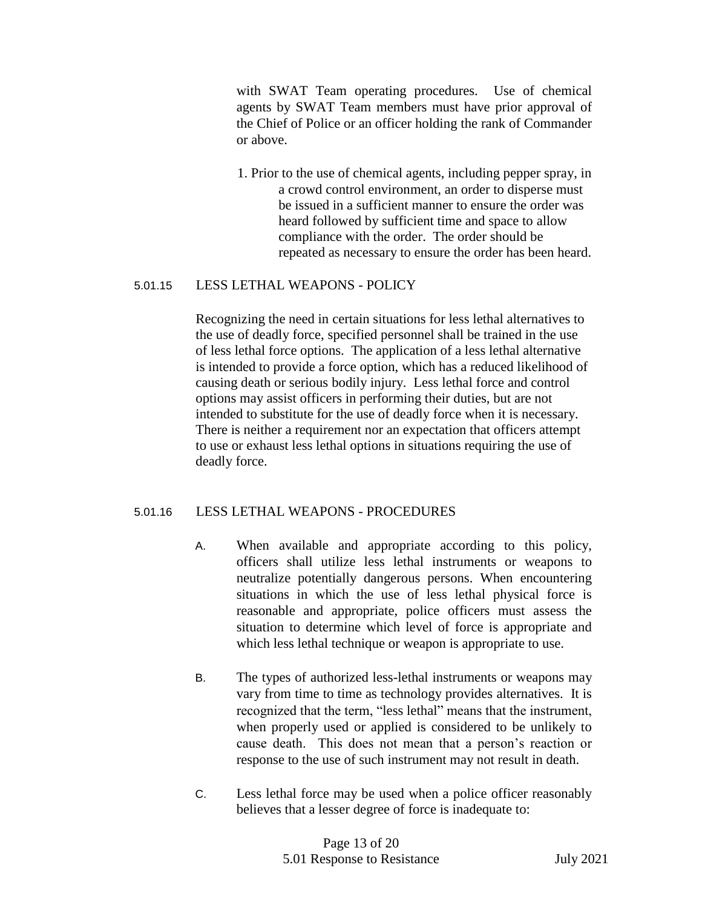with SWAT Team operating procedures. Use of chemical agents by SWAT Team members must have prior approval of the Chief of Police or an officer holding the rank of Commander or above.

1. Prior to the use of chemical agents, including pepper spray, in a crowd control environment, an order to disperse must be issued in a sufficient manner to ensure the order was heard followed by sufficient time and space to allow compliance with the order. The order should be repeated as necessary to ensure the order has been heard.

## 5.01.15 LESS LETHAL WEAPONS - POLICY

Recognizing the need in certain situations for less lethal alternatives to the use of deadly force, specified personnel shall be trained in the use of less lethal force options. The application of a less lethal alternative is intended to provide a force option, which has a reduced likelihood of causing death or serious bodily injury. Less lethal force and control options may assist officers in performing their duties, but are not intended to substitute for the use of deadly force when it is necessary. There is neither a requirement nor an expectation that officers attempt to use or exhaust less lethal options in situations requiring the use of deadly force.

## 5.01.16 LESS LETHAL WEAPONS - PROCEDURES

A. When available and appropriate according to this policy, officers shall utilize less lethal instruments or weapons to neutralize potentially dangerous persons. When encountering situations in which the use of less lethal physical force is reasonable and appropriate, police officers must assess the situation to determine which level of force is appropriate and which less lethal technique or weapon is appropriate to use.

B. The types of authorized less-lethal instruments or weapons may vary from time to time as technology provides alternatives. It is recognized that the term, "less lethal" means that the instrument, when properly used or applied is considered to be unlikely to cause death. This does not mean that a person's reaction or response to the use of such instrument may not result in death.

C. Less lethal force may be used when a police officer reasonably believes that a lesser degree of force is inadequate to: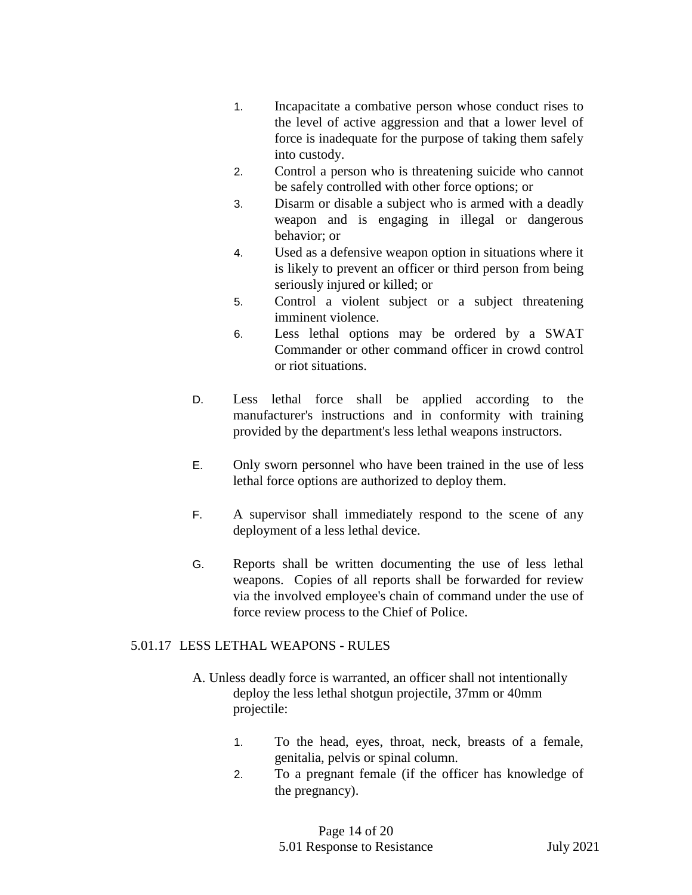1. Incapacitate a combative person whose conduct rises to the level of active aggression and that a lower level of force is inadequate for the purpose of taking them safely into custody.
2. Control a person who is threatening suicide who cannot be safely controlled with other force options; or
3. Disarm or disable a subject who is armed with a deadly weapon and is engaging in illegal or dangerous behavior; or
4. Used as a defensive weapon option in situations where it is likely to prevent an officer or third person from being seriously injured or killed; or
5. Control a violent subject or a subject threatening imminent violence.
6. Less lethal options may be ordered by a SWAT Commander or other command officer in crowd control or riot situations.

D. Less lethal force shall be applied according to the manufacturer's instructions and in conformity with training provided by the department's less lethal weapons instructors.

E. Only sworn personnel who have been trained in the use of less lethal force options are authorized to deploy them.

F. A supervisor shall immediately respond to the scene of any deployment of a less lethal device.

G. Reports shall be written documenting the use of less lethal weapons. Copies of all reports shall be forwarded for review via the involved employee's chain of command under the use of force review process to the Chief of Police.

## 5.01.17 LESS LETHAL WEAPONS - RULES

A. Unless deadly force is warranted, an officer shall not intentionally deploy the less lethal shotgun projectile, 37mm or 40mm projectile:

1. To the head, eyes, throat, neck, breasts of a female, genitalia, pelvis or spinal column.
2. To a pregnant female (if the officer has knowledge of the pregnancy).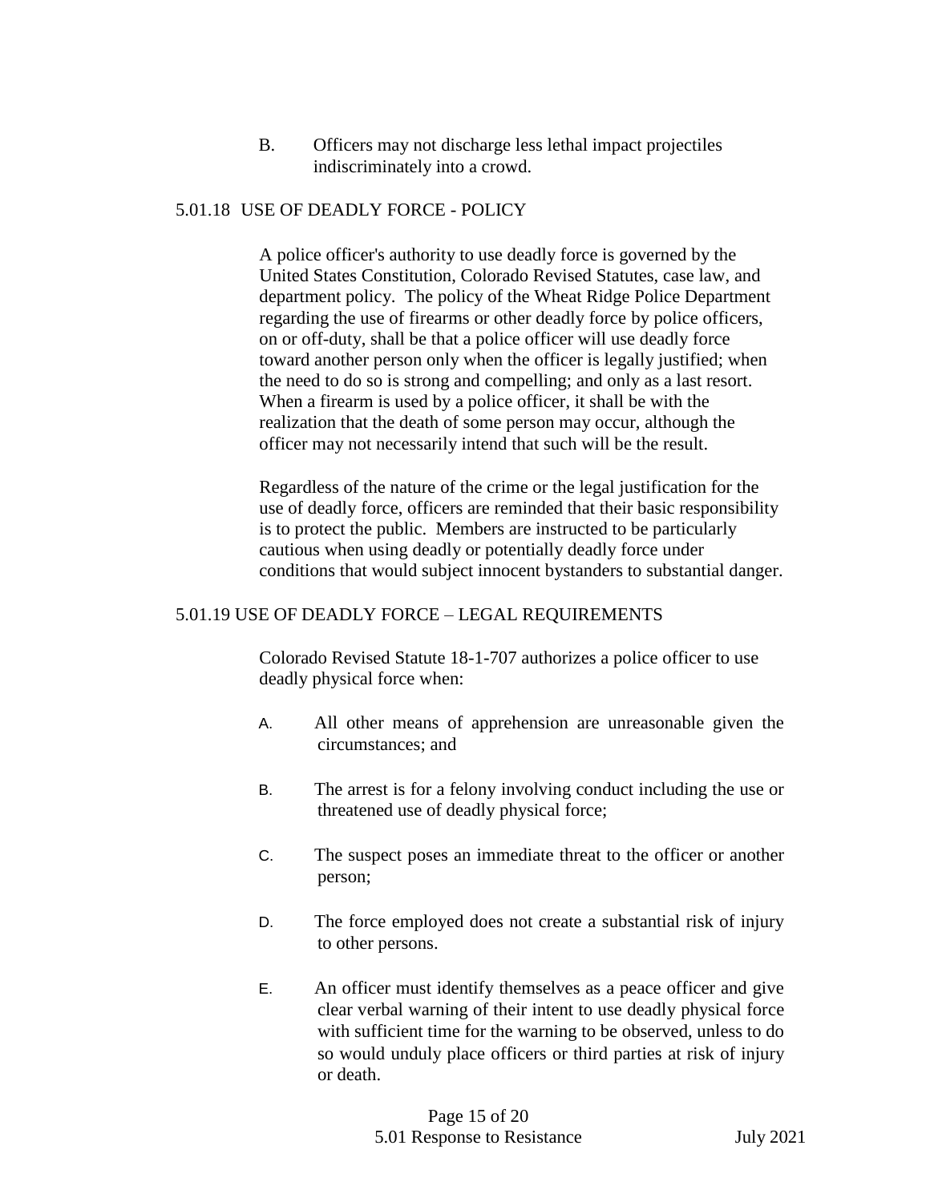B. Officers may not discharge less lethal impact projectiles indiscriminately into a crowd.

## 5.01.18 USE OF DEADLY FORCE - POLICY

A police officer's authority to use deadly force is governed by the United States Constitution, Colorado Revised Statutes, case law, and department policy. The policy of the Wheat Ridge Police Department regarding the use of firearms or other deadly force by police officers, on or off-duty, shall be that a police officer will use deadly force toward another person only when the officer is legally justified; when the need to do so is strong and compelling; and only as a last resort. When a firearm is used by a police officer, it shall be with the realization that the death of some person may occur, although the officer may not necessarily intend that such will be the result.

Regardless of the nature of the crime or the legal justification for the use of deadly force, officers are reminded that their basic responsibility is to protect the public. Members are instructed to be particularly cautious when using deadly or potentially deadly force under conditions that would subject innocent bystanders to substantial danger.

## 5.01.19 USE OF DEADLY FORCE – LEGAL REQUIREMENTS

Colorado Revised Statute 18-1-707 authorizes a police officer to use deadly physical force when:

A. All other means of apprehension are unreasonable given the circumstances; and

B. The arrest is for a felony involving conduct including the use or threatened use of deadly physical force;

C. The suspect poses an immediate threat to the officer or another person;

D. The force employed does not create a substantial risk of injury to other persons.

E. An officer must identify themselves as a peace officer and give clear verbal warning of their intent to use deadly physical force with sufficient time for the warning to be observed, unless to do so would unduly place officers or third parties at risk of injury or death.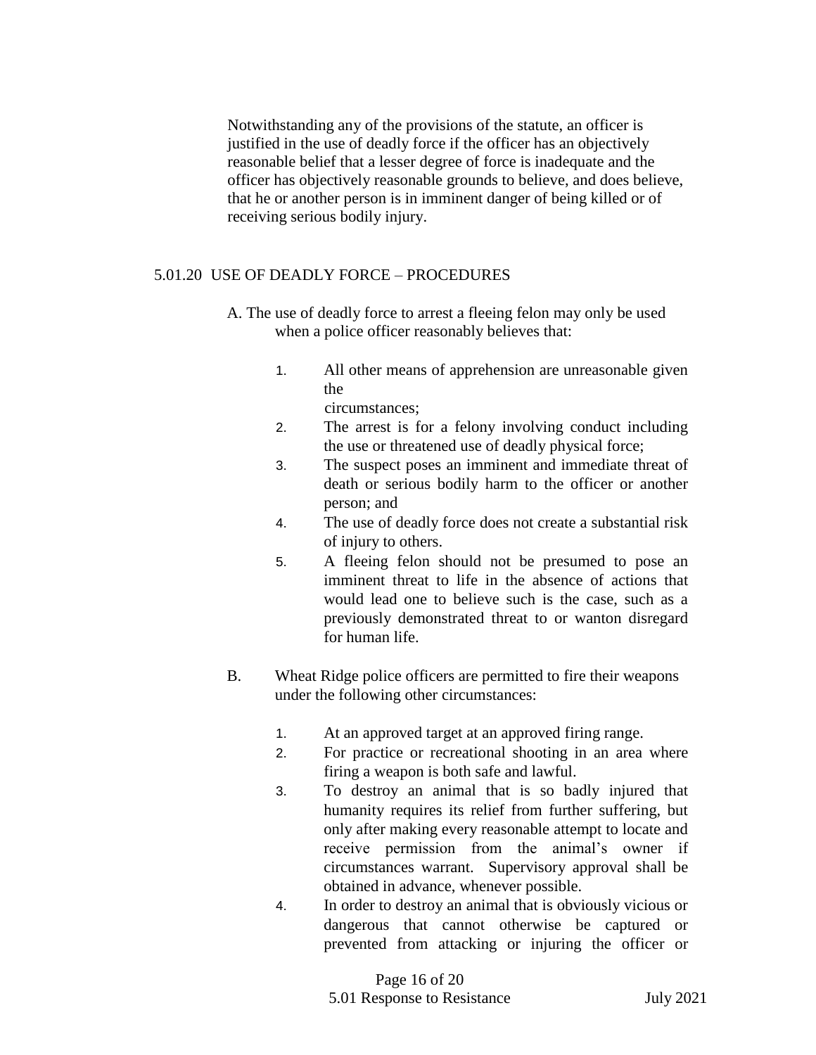Notwithstanding any of the provisions of the statute, an officer is justified in the use of deadly force if the officer has an objectively reasonable belief that a lesser degree of force is inadequate and the officer has objectively reasonable grounds to believe, and does believe, that he or another person is in imminent danger of being killed or of receiving serious bodily injury.

## 5.01.20 USE OF DEADLY FORCE – PROCEDURES

A. The use of deadly force to arrest a fleeing felon may only be used when a police officer reasonably believes that:

1. All other means of apprehension are unreasonable given the circumstances;
2. The arrest is for a felony involving conduct including the use or threatened use of deadly physical force;
3. The suspect poses an imminent and immediate threat of death or serious bodily harm to the officer or another person; and
4. The use of deadly force does not create a substantial risk of injury to others.
5. A fleeing felon should not be presumed to pose an imminent threat to life in the absence of actions that would lead one to believe such is the case, such as a previously demonstrated threat to or wanton disregard for human life.

B. Wheat Ridge police officers are permitted to fire their weapons under the following other circumstances:

1. At an approved target at an approved firing range.
2. For practice or recreational shooting in an area where firing a weapon is both safe and lawful.
3. To destroy an animal that is so badly injured that humanity requires its relief from further suffering, but only after making every reasonable attempt to locate and receive permission from the animal's owner if circumstances warrant. Supervisory approval shall be obtained in advance, whenever possible.
4. In order to destroy an animal that is obviously vicious or dangerous that cannot otherwise be captured or prevented from attacking or injuring the officer or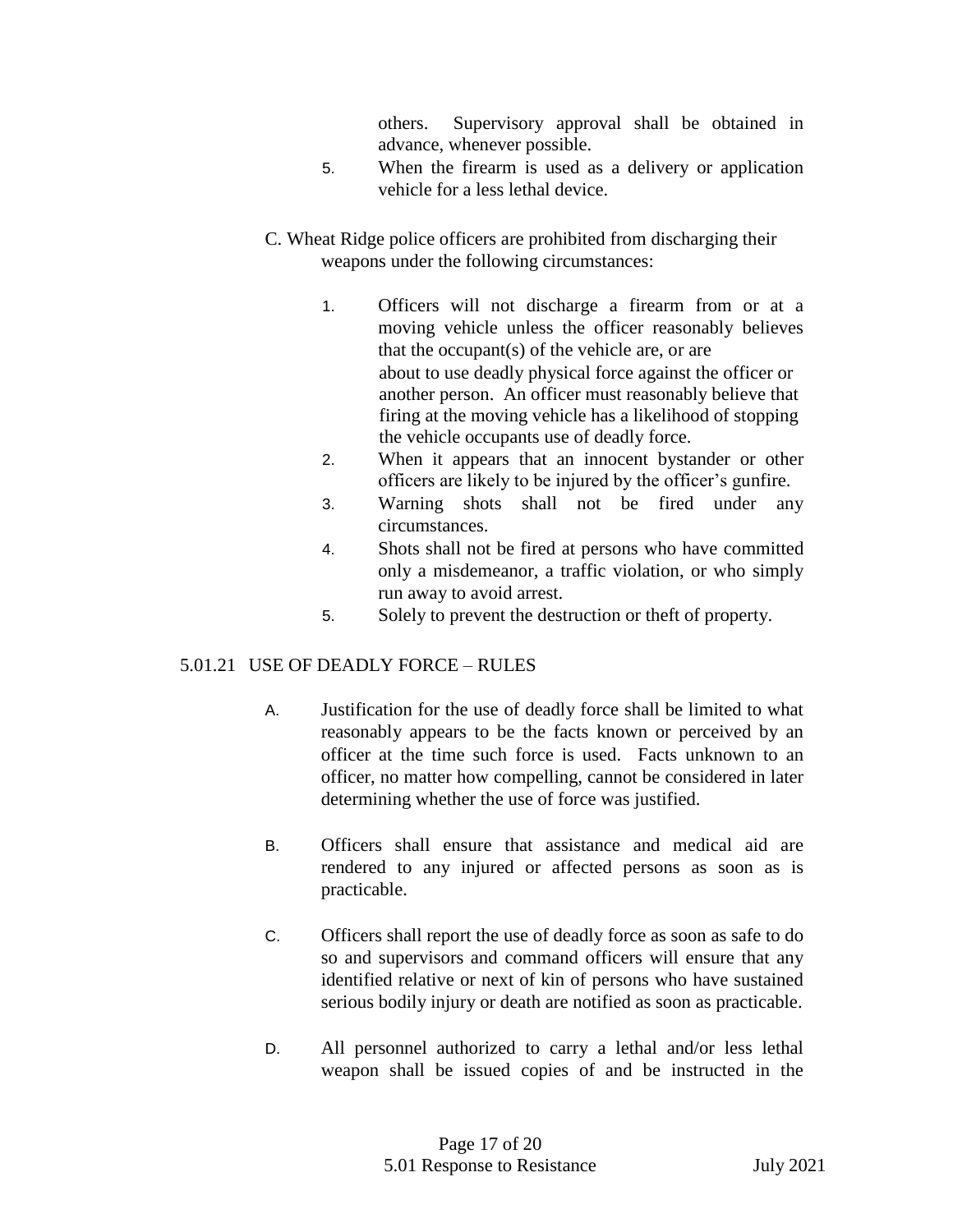others. Supervisory approval shall be obtained in advance, whenever possible.

5. When the firearm is used as a delivery or application vehicle for a less lethal device.

C. Wheat Ridge police officers are prohibited from discharging their weapons under the following circumstances:

1. Officers will not discharge a firearm from or at a moving vehicle unless the officer reasonably believes that the occupant(s) of the vehicle are, or are about to use deadly physical force against the officer or another person. An officer must reasonably believe that firing at the moving vehicle has a likelihood of stopping the vehicle occupants use of deadly force.
2. When it appears that an innocent bystander or other officers are likely to be injured by the officer's gunfire.
3. Warning shots shall not be fired under any circumstances.
4. Shots shall not be fired at persons who have committed only a misdemeanor, a traffic violation, or who simply run away to avoid arrest.
5. Solely to prevent the destruction or theft of property.

## 5.01.21 USE OF DEADLY FORCE – RULES

A. Justification for the use of deadly force shall be limited to what reasonably appears to be the facts known or perceived by an officer at the time such force is used. Facts unknown to an officer, no matter how compelling, cannot be considered in later determining whether the use of force was justified.

B. Officers shall ensure that assistance and medical aid are rendered to any injured or affected persons as soon as is practicable.

C. Officers shall report the use of deadly force as soon as safe to do so and supervisors and command officers will ensure that any identified relative or next of kin of persons who have sustained serious bodily injury or death are notified as soon as practicable.

D. All personnel authorized to carry a lethal and/or less lethal weapon shall be issued copies of and be instructed in the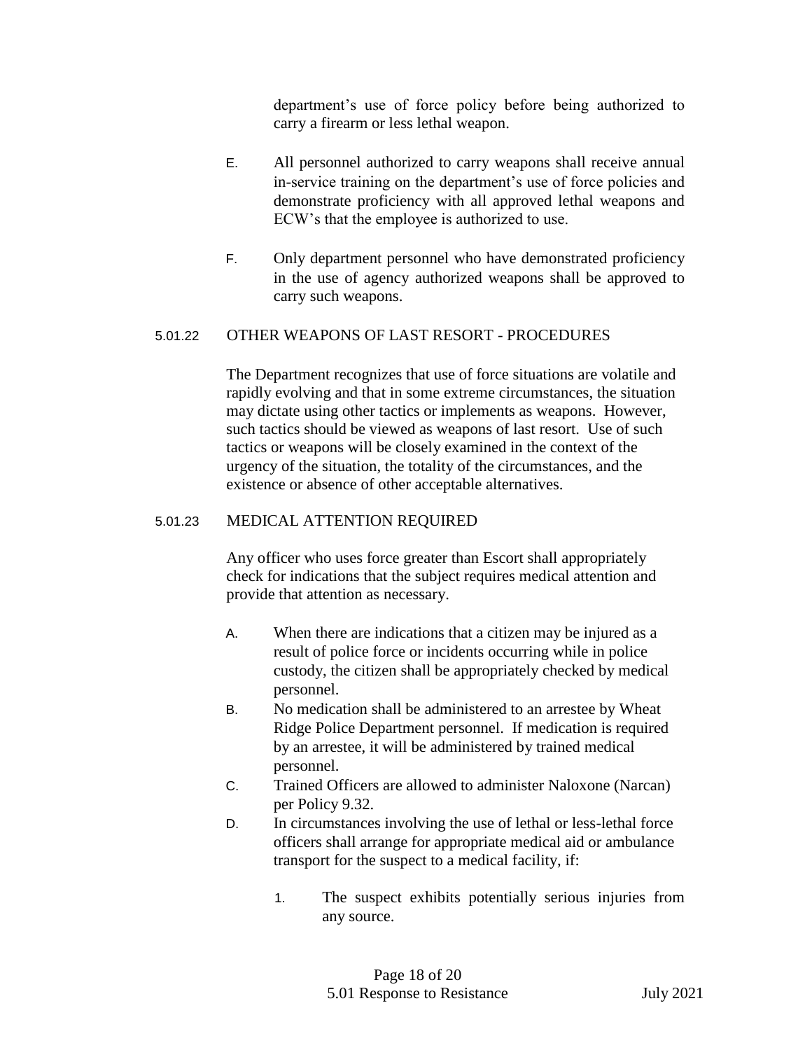department's use of force policy before being authorized to carry a firearm or less lethal weapon.

E. All personnel authorized to carry weapons shall receive annual in-service training on the department's use of force policies and demonstrate proficiency with all approved lethal weapons and ECW's that the employee is authorized to use.

F. Only department personnel who have demonstrated proficiency in the use of agency authorized weapons shall be approved to carry such weapons.

### 5.01.22 OTHER WEAPONS OF LAST RESORT - PROCEDURES

The Department recognizes that use of force situations are volatile and rapidly evolving and that in some extreme circumstances, the situation may dictate using other tactics or implements as weapons. However, such tactics should be viewed as weapons of last resort. Use of such tactics or weapons will be closely examined in the context of the urgency of the situation, the totality of the circumstances, and the existence or absence of other acceptable alternatives.

### 5.01.23 MEDICAL ATTENTION REQUIRED

Any officer who uses force greater than Escort shall appropriately check for indications that the subject requires medical attention and provide that attention as necessary.

A. When there are indications that a citizen may be injured as a result of police force or incidents occurring while in police custody, the citizen shall be appropriately checked by medical personnel.

B. No medication shall be administered to an arrestee by Wheat Ridge Police Department personnel. If medication is required by an arrestee, it will be administered by trained medical personnel.

C. Trained Officers are allowed to administer Naloxone (Narcan) per Policy 9.32.

D. In circumstances involving the use of lethal or less-lethal force officers shall arrange for appropriate medical aid or ambulance transport for the suspect to a medical facility, if:

1. The suspect exhibits potentially serious injuries from any source.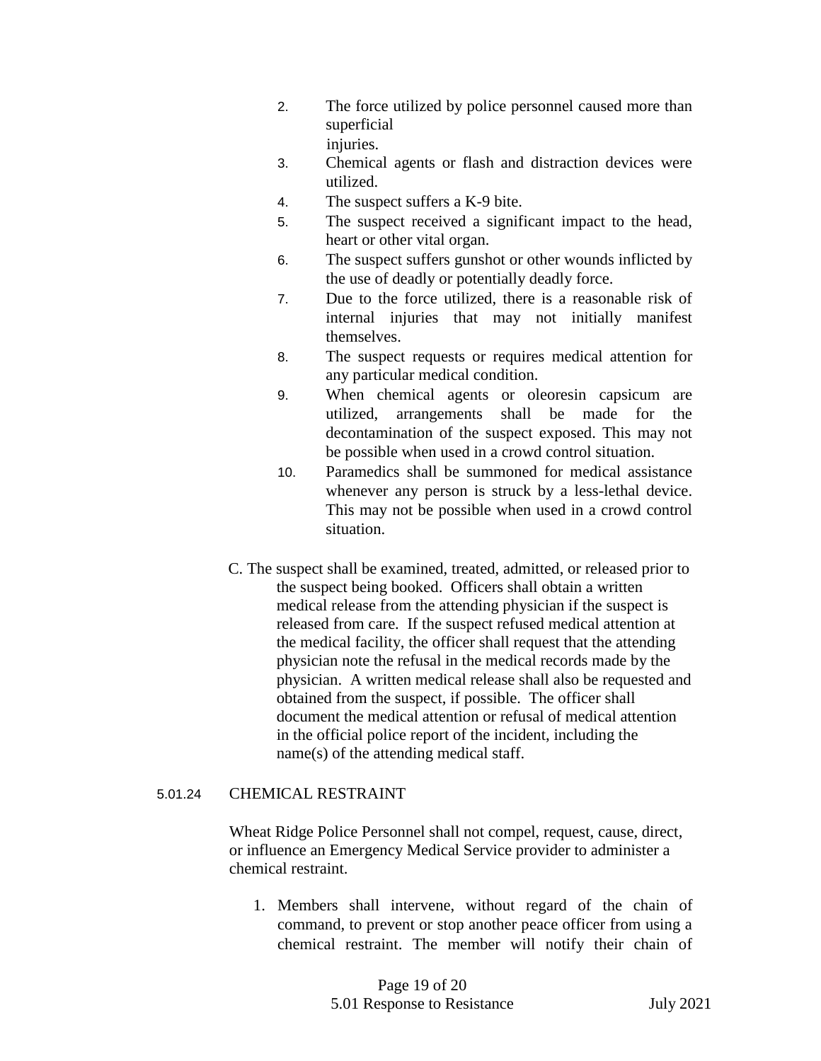2. The force utilized by police personnel caused more than superficial injuries.
3. Chemical agents or flash and distraction devices were utilized.
4. The suspect suffers a K-9 bite.
5. The suspect received a significant impact to the head, heart or other vital organ.
6. The suspect suffers gunshot or other wounds inflicted by the use of deadly or potentially deadly force.
7. Due to the force utilized, there is a reasonable risk of internal injuries that may not initially manifest themselves.
8. The suspect requests or requires medical attention for any particular medical condition.
9. When chemical agents or oleoresin capsicum are utilized, arrangements shall be made for the decontamination of the suspect exposed. This may not be possible when used in a crowd control situation.
10. Paramedics shall be summoned for medical assistance whenever any person is struck by a less-lethal device. This may not be possible when used in a crowd control situation.

C. The suspect shall be examined, treated, admitted, or released prior to the suspect being booked. Officers shall obtain a written medical release from the attending physician if the suspect is released from care. If the suspect refused medical attention at the medical facility, the officer shall request that the attending physician note the refusal in the medical records made by the physician. A written medical release shall also be requested and obtained from the suspect, if possible. The officer shall document the medical attention or refusal of medical attention in the official police report of the incident, including the name(s) of the attending medical staff.

## 5.01.24 CHEMICAL RESTRAINT

Wheat Ridge Police Personnel shall not compel, request, cause, direct, or influence an Emergency Medical Service provider to administer a chemical restraint.

1. Members shall intervene, without regard of the chain of command, to prevent or stop another peace officer from using a chemical restraint. The member will notify their chain of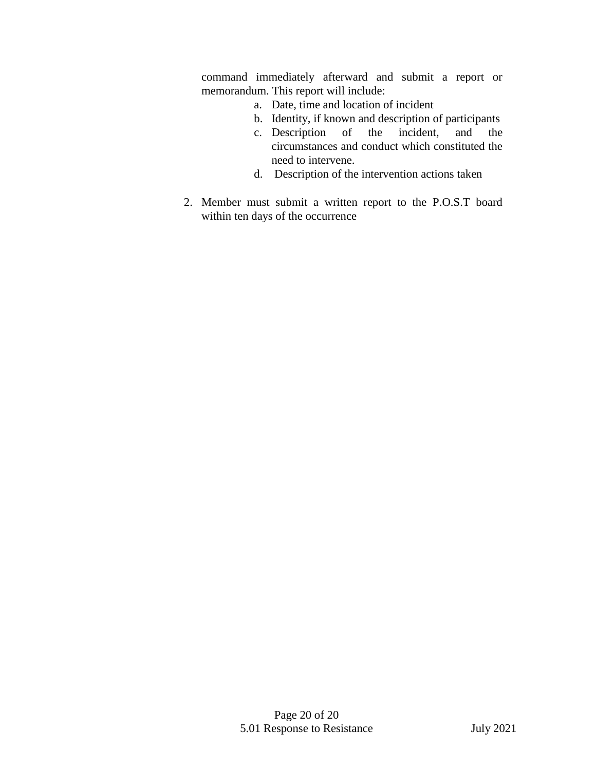command immediately afterward and submit a report or memorandum. This report will include:

   a. Date, time and location of incident
   b. Identity, if known and description of participants
   c. Description of the incident, and the circumstances and conduct which constituted the need to intervene.
   d. Description of the intervention actions taken

2. Member must submit a written report to the P.O.S.T board within ten days of the occurrence